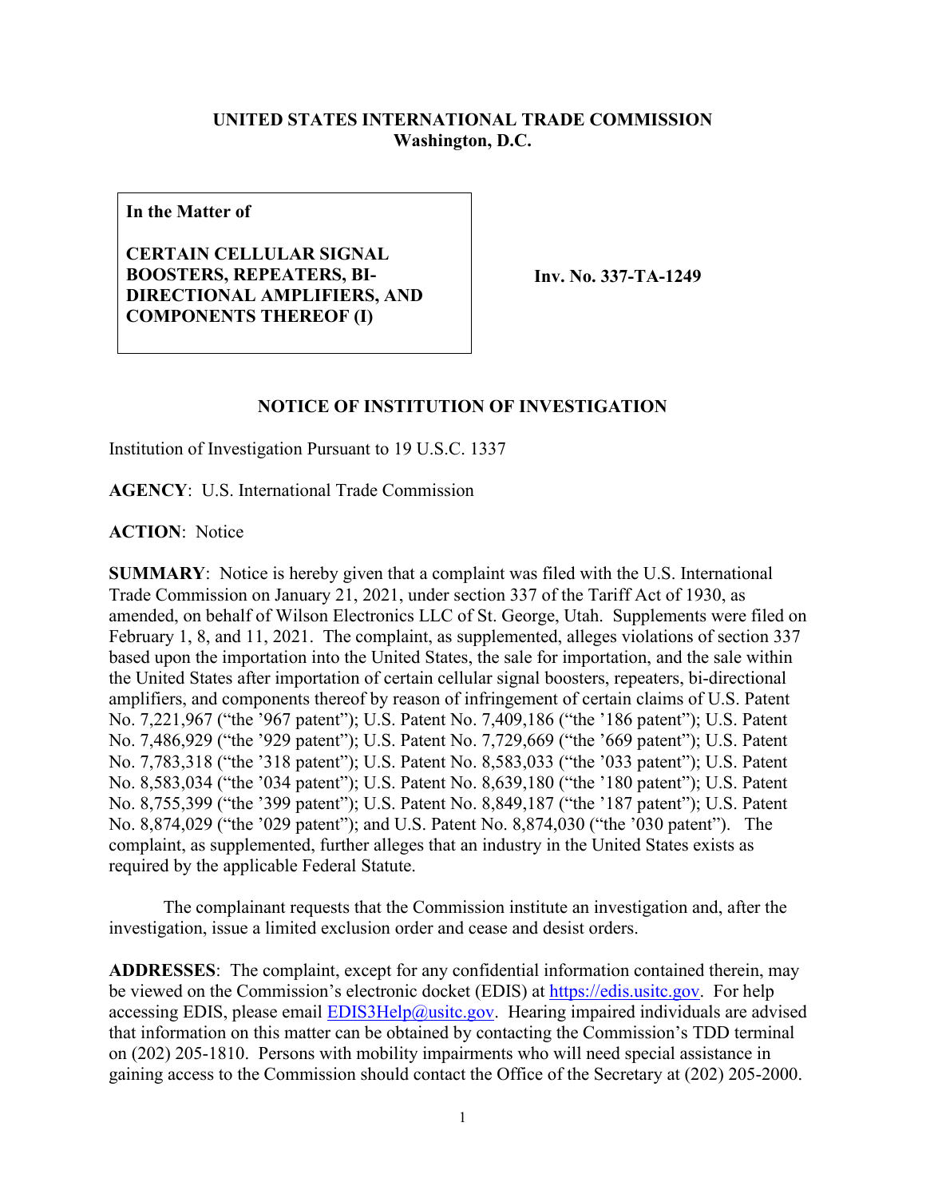**UNITED STATES INTERNATIONAL TRADE COMMISSION**
**Washington, D.C.**

| In the Matter of | |
|---|---|
| **CERTAIN CELLULAR SIGNAL BOOSTERS, REPEATERS, BI-DIRECTIONAL AMPLIFIERS, AND COMPONENTS THEREOF (I)** | **Inv. No. 337-TA-1249** |

## NOTICE OF INSTITUTION OF INVESTIGATION

Institution of Investigation Pursuant to 19 U.S.C. 1337

**AGENCY**: U.S. International Trade Commission

**ACTION**: Notice

**SUMMARY**: Notice is hereby given that a complaint was filed with the U.S. International Trade Commission on January 21, 2021, under section 337 of the Tariff Act of 1930, as amended, on behalf of Wilson Electronics LLC of St. George, Utah. Supplements were filed on February 1, 8, and 11, 2021. The complaint, as supplemented, alleges violations of section 337 based upon the importation into the United States, the sale for importation, and the sale within the United States after importation of certain cellular signal boosters, repeaters, bi-directional amplifiers, and components thereof by reason of infringement of certain claims of U.S. Patent No. 7,221,967 ("the '967 patent"); U.S. Patent No. 7,409,186 ("the '186 patent"); U.S. Patent No. 7,486,929 ("the '929 patent"); U.S. Patent No. 7,729,669 ("the '669 patent"); U.S. Patent No. 7,783,318 ("the '318 patent"); U.S. Patent No. 8,583,033 ("the '033 patent"); U.S. Patent No. 8,583,034 ("the '034 patent"); U.S. Patent No. 8,639,180 ("the '180 patent"); U.S. Patent No. 8,755,399 ("the '399 patent"); U.S. Patent No. 8,849,187 ("the '187 patent"); U.S. Patent No. 8,874,029 ("the '029 patent"); and U.S. Patent No. 8,874,030 ("the '030 patent"). The complaint, as supplemented, further alleges that an industry in the United States exists as required by the applicable Federal Statute.

The complainant requests that the Commission institute an investigation and, after the investigation, issue a limited exclusion order and cease and desist orders.

**ADDRESSES**: The complaint, except for any confidential information contained therein, may be viewed on the Commission's electronic docket (EDIS) at https://edis.usitc.gov. For help accessing EDIS, please email EDIS3Help@usitc.gov. Hearing impaired individuals are advised that information on this matter can be obtained by contacting the Commission's TDD terminal on (202) 205-1810. Persons with mobility impairments who will need special assistance in gaining access to the Commission should contact the Office of the Secretary at (202) 205-2000.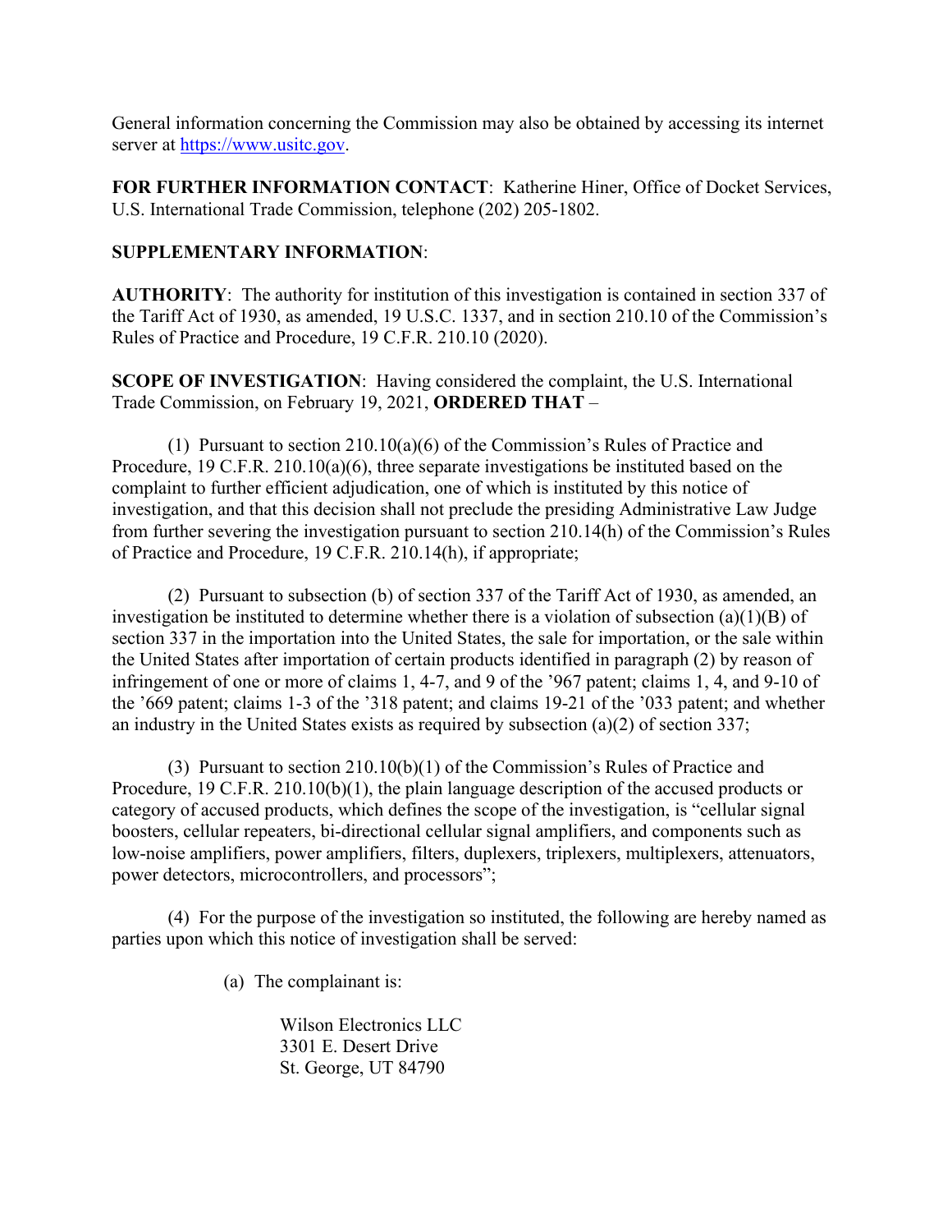General information concerning the Commission may also be obtained by accessing its internet server at https://www.usitc.gov.

**FOR FURTHER INFORMATION CONTACT**: Katherine Hiner, Office of Docket Services, U.S. International Trade Commission, telephone (202) 205-1802.

**SUPPLEMENTARY INFORMATION**:

**AUTHORITY**: The authority for institution of this investigation is contained in section 337 of the Tariff Act of 1930, as amended, 19 U.S.C. 1337, and in section 210.10 of the Commission's Rules of Practice and Procedure, 19 C.F.R. 210.10 (2020).

**SCOPE OF INVESTIGATION**: Having considered the complaint, the U.S. International Trade Commission, on February 19, 2021, **ORDERED THAT** –

(1) Pursuant to section 210.10(a)(6) of the Commission's Rules of Practice and Procedure, 19 C.F.R. 210.10(a)(6), three separate investigations be instituted based on the complaint to further efficient adjudication, one of which is instituted by this notice of investigation, and that this decision shall not preclude the presiding Administrative Law Judge from further severing the investigation pursuant to section 210.14(h) of the Commission's Rules of Practice and Procedure, 19 C.F.R. 210.14(h), if appropriate;

(2) Pursuant to subsection (b) of section 337 of the Tariff Act of 1930, as amended, an investigation be instituted to determine whether there is a violation of subsection (a)(1)(B) of section 337 in the importation into the United States, the sale for importation, or the sale within the United States after importation of certain products identified in paragraph (2) by reason of infringement of one or more of claims 1, 4-7, and 9 of the '967 patent; claims 1, 4, and 9-10 of the '669 patent; claims 1-3 of the '318 patent; and claims 19-21 of the '033 patent; and whether an industry in the United States exists as required by subsection (a)(2) of section 337;

(3) Pursuant to section 210.10(b)(1) of the Commission's Rules of Practice and Procedure, 19 C.F.R. 210.10(b)(1), the plain language description of the accused products or category of accused products, which defines the scope of the investigation, is "cellular signal boosters, cellular repeaters, bi-directional cellular signal amplifiers, and components such as low-noise amplifiers, power amplifiers, filters, duplexers, triplexers, multiplexers, attenuators, power detectors, microcontrollers, and processors";

(4) For the purpose of the investigation so instituted, the following are hereby named as parties upon which this notice of investigation shall be served:

(a) The complainant is:

Wilson Electronics LLC
3301 E. Desert Drive
St. George, UT 84790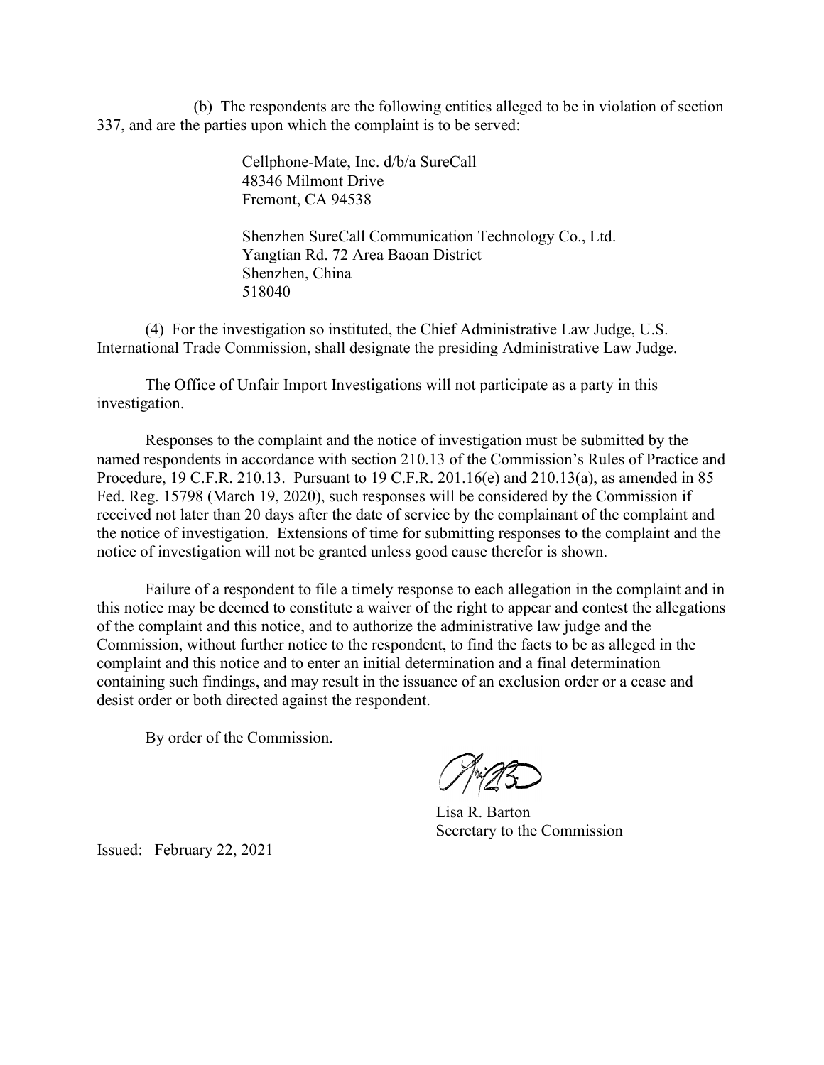(b) The respondents are the following entities alleged to be in violation of section 337, and are the parties upon which the complaint is to be served:

Cellphone-Mate, Inc. d/b/a SureCall
48346 Milmont Drive
Fremont, CA 94538

Shenzhen SureCall Communication Technology Co., Ltd.
Yangtian Rd. 72 Area Baoan District
Shenzhen, China
518040

(4) For the investigation so instituted, the Chief Administrative Law Judge, U.S. International Trade Commission, shall designate the presiding Administrative Law Judge.

The Office of Unfair Import Investigations will not participate as a party in this investigation.

Responses to the complaint and the notice of investigation must be submitted by the named respondents in accordance with section 210.13 of the Commission's Rules of Practice and Procedure, 19 C.F.R. 210.13. Pursuant to 19 C.F.R. 201.16(e) and 210.13(a), as amended in 85 Fed. Reg. 15798 (March 19, 2020), such responses will be considered by the Commission if received not later than 20 days after the date of service by the complainant of the complaint and the notice of investigation. Extensions of time for submitting responses to the complaint and the notice of investigation will not be granted unless good cause therefor is shown.

Failure of a respondent to file a timely response to each allegation in the complaint and in this notice may be deemed to constitute a waiver of the right to appear and contest the allegations of the complaint and this notice, and to authorize the administrative law judge and the Commission, without further notice to the respondent, to find the facts to be as alleged in the complaint and this notice and to enter an initial determination and a final determination containing such findings, and may result in the issuance of an exclusion order or a cease and desist order or both directed against the respondent.

By order of the Commission.

Lisa R. Barton
Secretary to the Commission

Issued: February 22, 2021